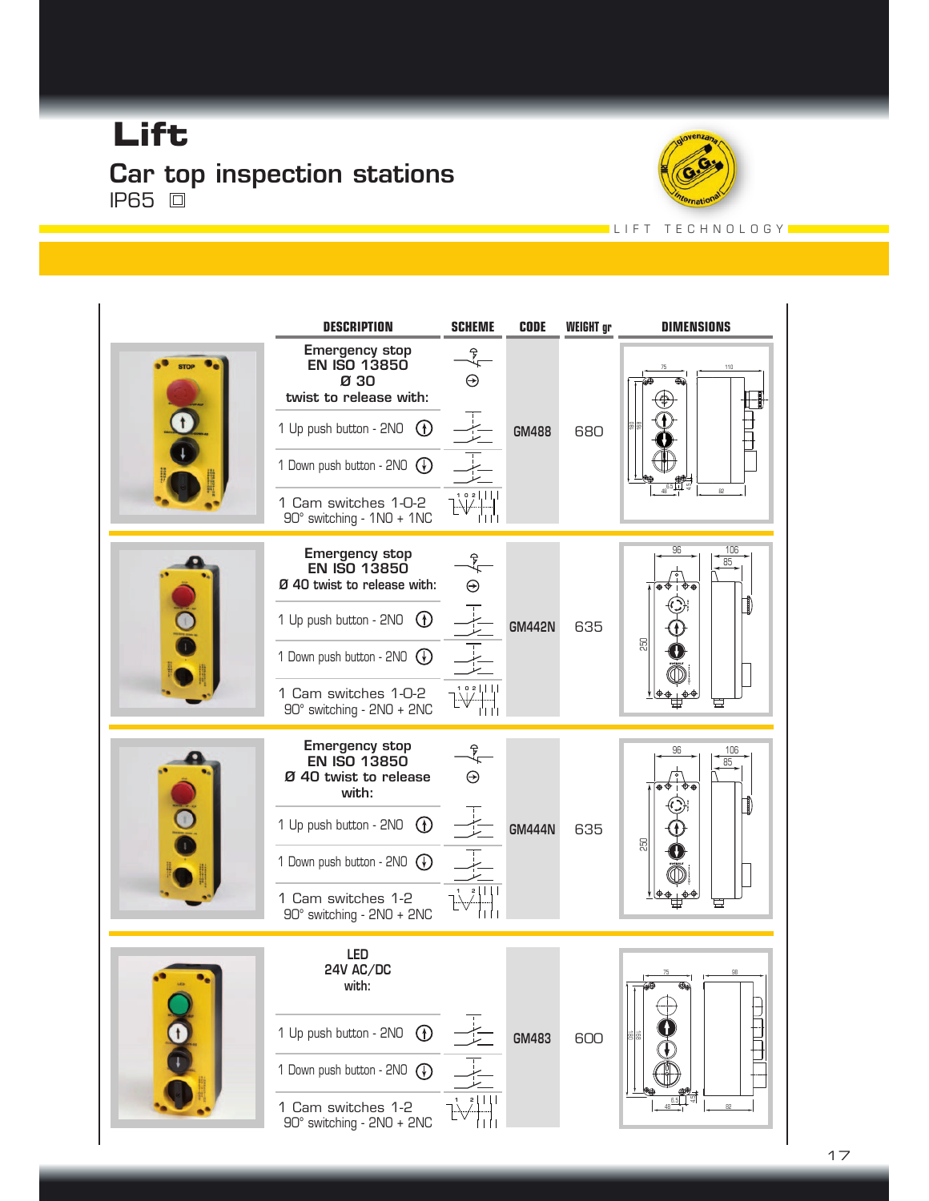# Lift

## Car top inspection stations

IP65 ▣

LIFT TECHNOLOGY

| DESCRIPTION | SCHEME | CODE | WEIGHT gr | DIMENSIONS |
|---|---|---|---|---|
| Emergency stop EN ISO 13850 Ø 30 twist to release with: 1 Up push button - 2NO; 1 Down push button - 2NO; 1 Cam switches 1-0-2 90° switching - 1NO + 1NC | | GM488 | 680 | |
| Emergency stop EN ISO 13850 Ø 40 twist to release with: 1 Up push button - 2NO; 1 Down push button - 2NO; 1 Cam switches 1-0-2 90° switching - 2NO + 2NC | | GM442N | 635 | |
| Emergency stop EN ISO 13850 Ø 40 twist to release with: 1 Up push button - 2NO; 1 Down push button - 2NO; 1 Cam switches 1-2 90° switching - 2NO + 2NC | | GM444N | 635 | |
| LED 24V AC/DC with: 1 Up push button - 2NO; 1 Down push button - 2NO; 1 Cam switches 1-2 90° switching - 2NO + 2NC | | GM483 | 600 | |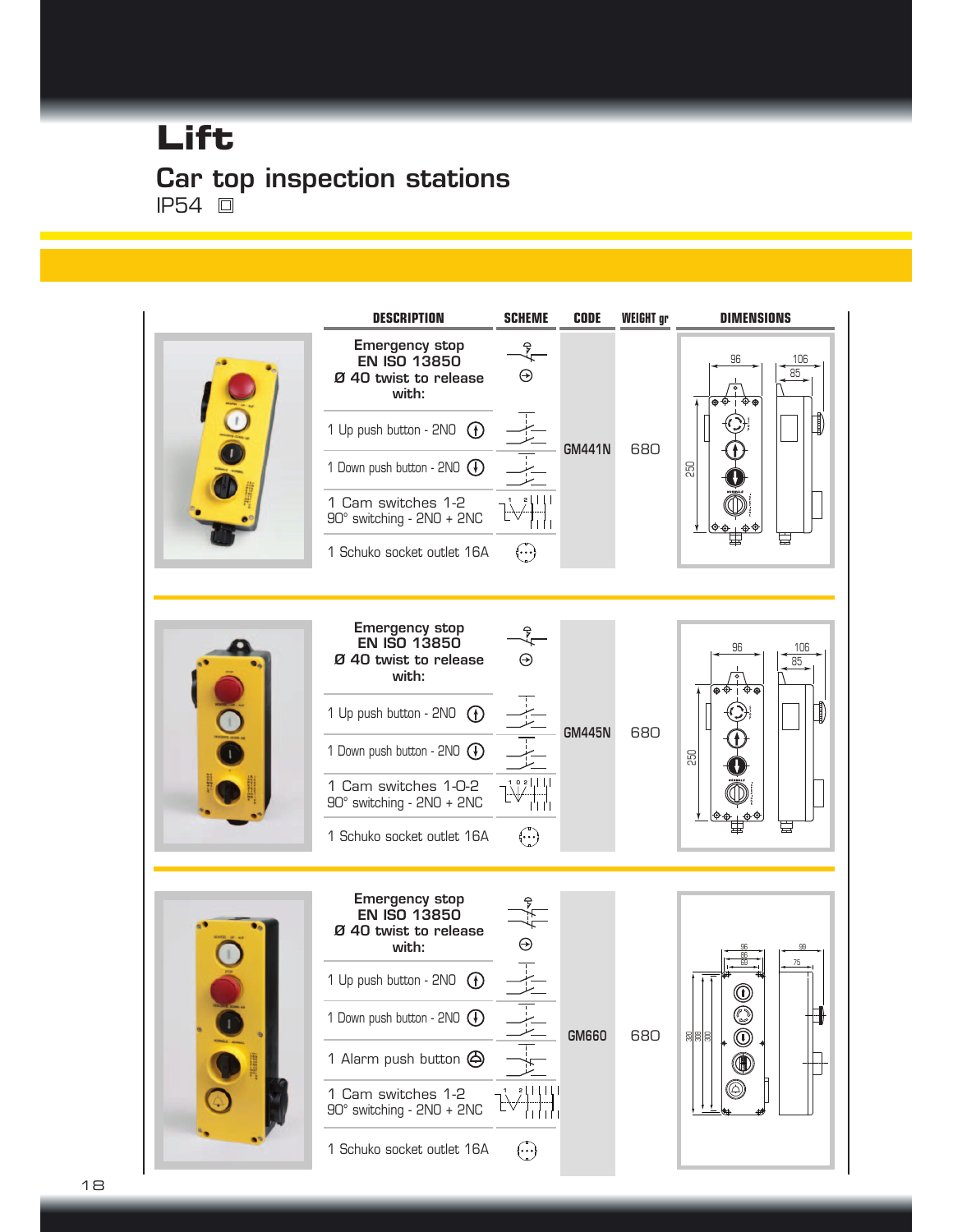# Lift

## Car top inspection stations

IP54 ▢

| DESCRIPTION | SCHEME | CODE | WEIGHT gr | DIMENSIONS |
|---|---|---|---|---|
| Emergency stop EN ISO 13850 Ø 40 twist to release with: | | GM441N | 680 | |
| 1 Up push button - 2NO | | | | |
| 1 Down push button - 2NO | | | | |
| 1 Cam switches 1-2 90° switching - 2NO + 2NC | | | | |
| 1 Schuko socket outlet 16A | | | | |
| Emergency stop EN ISO 13850 Ø 40 twist to release with: | | GM445N | 680 | |
| 1 Up push button - 2NO | | | | |
| 1 Down push button - 2NO | | | | |
| 1 Cam switches 1-0-2 90° switching - 2NO + 2NC | | | | |
| 1 Schuko socket outlet 16A | | | | |
| Emergency stop EN ISO 13850 Ø 40 twist to release with: | | GM660 | 680 | |
| 1 Up push button - 2NO | | | | |
| 1 Down push button - 2NO | | | | |
| 1 Alarm push button | | | | |
| 1 Cam switches 1-2 90° switching - 2NO + 2NC | | | | |
| 1 Schuko socket outlet 16A | | | | |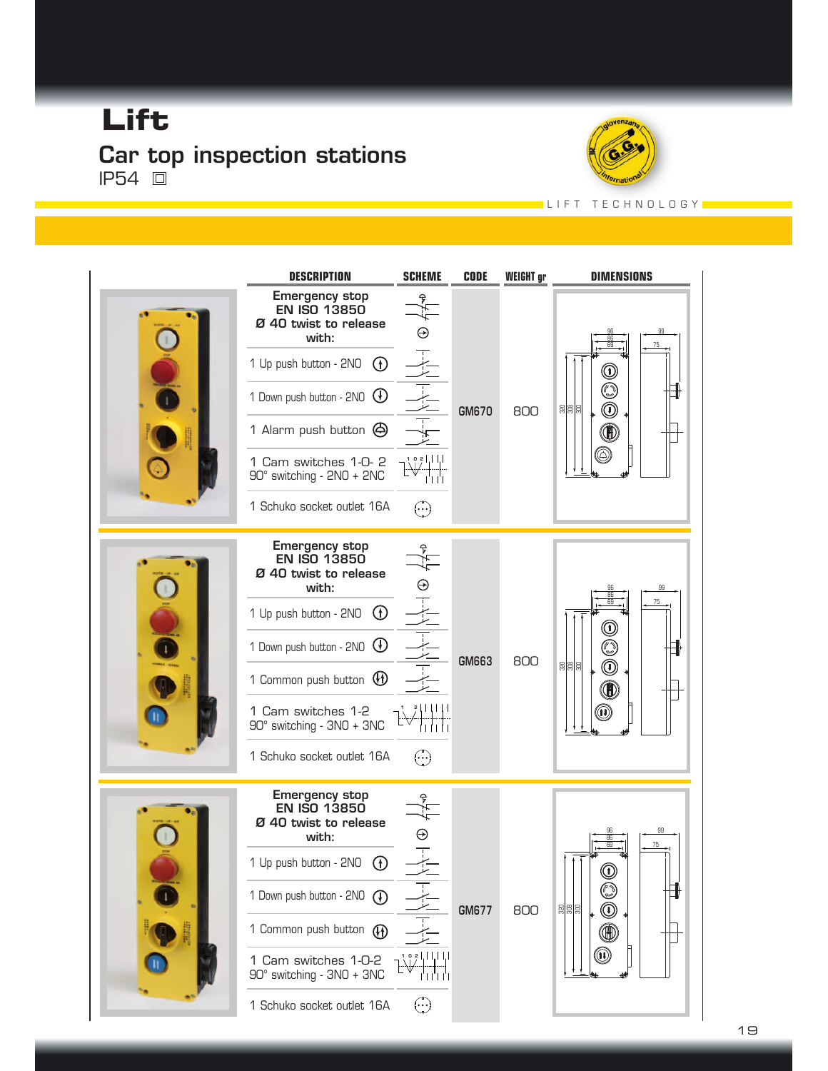# Lift

## Car top inspection stations

IP54 ☐

LIFT TECHNOLOGY

| DESCRIPTION | SCHEME | CODE | WEIGHT gr | DIMENSIONS |
|---|---|---|---|---|
| Emergency stop EN ISO 13850 Ø 40 twist to release with: | | GM670 | 800 | |
| 1 Up push button - 2NO | | | | |
| 1 Down push button - 2NO | | | | |
| 1 Alarm push button | | | | |
| 1 Cam switches 1-0- 2 90° switching - 2NO + 2NC | | | | |
| 1 Schuko socket outlet 16A | | | | |
| Emergency stop EN ISO 13850 Ø 40 twist to release with: | | GM663 | 800 | |
| 1 Up push button - 2NO | | | | |
| 1 Down push button - 2NO | | | | |
| 1 Common push button | | | | |
| 1 Cam switches 1-2 90° switching - 3NO + 3NC | | | | |
| 1 Schuko socket outlet 16A | | | | |
| Emergency stop EN ISO 13850 Ø 40 twist to release with: | | GM677 | 800 | |
| 1 Up push button - 2NO | | | | |
| 1 Down push button - 2NO | | | | |
| 1 Common push button | | | | |
| 1 Cam switches 1-0-2 90° switching - 3NO + 3NC | | | | |
| 1 Schuko socket outlet 16A | | | | |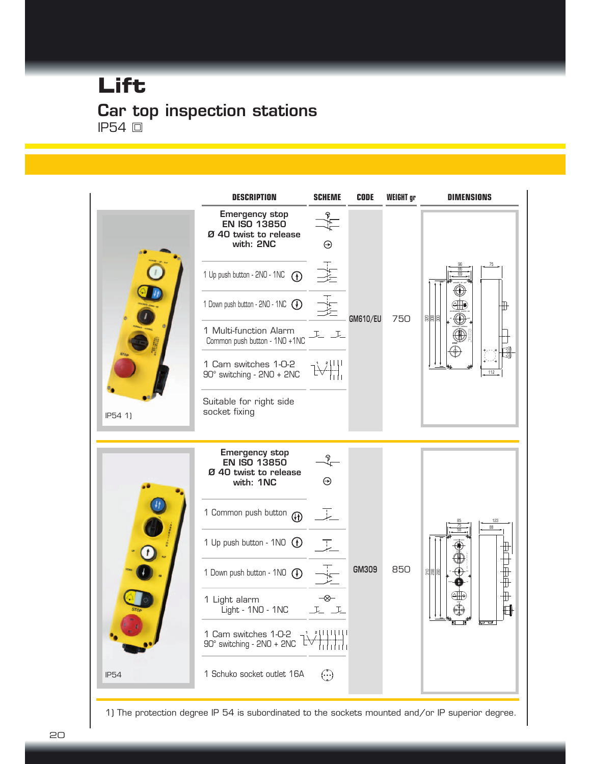# Lift

## Car top inspection stations

IP54 ▣

| | DESCRIPTION | SCHEME | CODE | WEIGHT gr | DIMENSIONS |
|---|---|---|---|---|---|
| IP54 1) | **Emergency stop EN ISO 13850 Ø 40 twist to release with: 2NC** | | GM610/EU | 750 | |
| | 1 Up push button - 2NO - 1NC | | | | |
| | 1 Down push button - 2NO - 1NC | | | | |
| | 1 Multi-function Alarm Common push button - 1NO +1NC | | | | |
| | 1 Cam switches 1-0-2 90° switching - 2NO + 2NC | | | | |
| | Suitable for right side socket fixing | | | | |
| IP54 | **Emergency stop EN ISO 13850 Ø 40 twist to release with: 1NC** | | GM309 | 850 | |
| | 1 Common push button | | | | |
| | 1 Up push button - 1NO | | | | |
| | 1 Down push button - 1NO | | | | |
| | 1 Light alarm Light - 1NO - 1NC | | | | |
| | 1 Cam switches 1-0-2 90° switching - 2NO + 2NC | | | | |
| | 1 Schuko socket outlet 16A | | | | |

1) The protection degree IP 54 is subordinated to the sockets mounted and/or IP superior degree.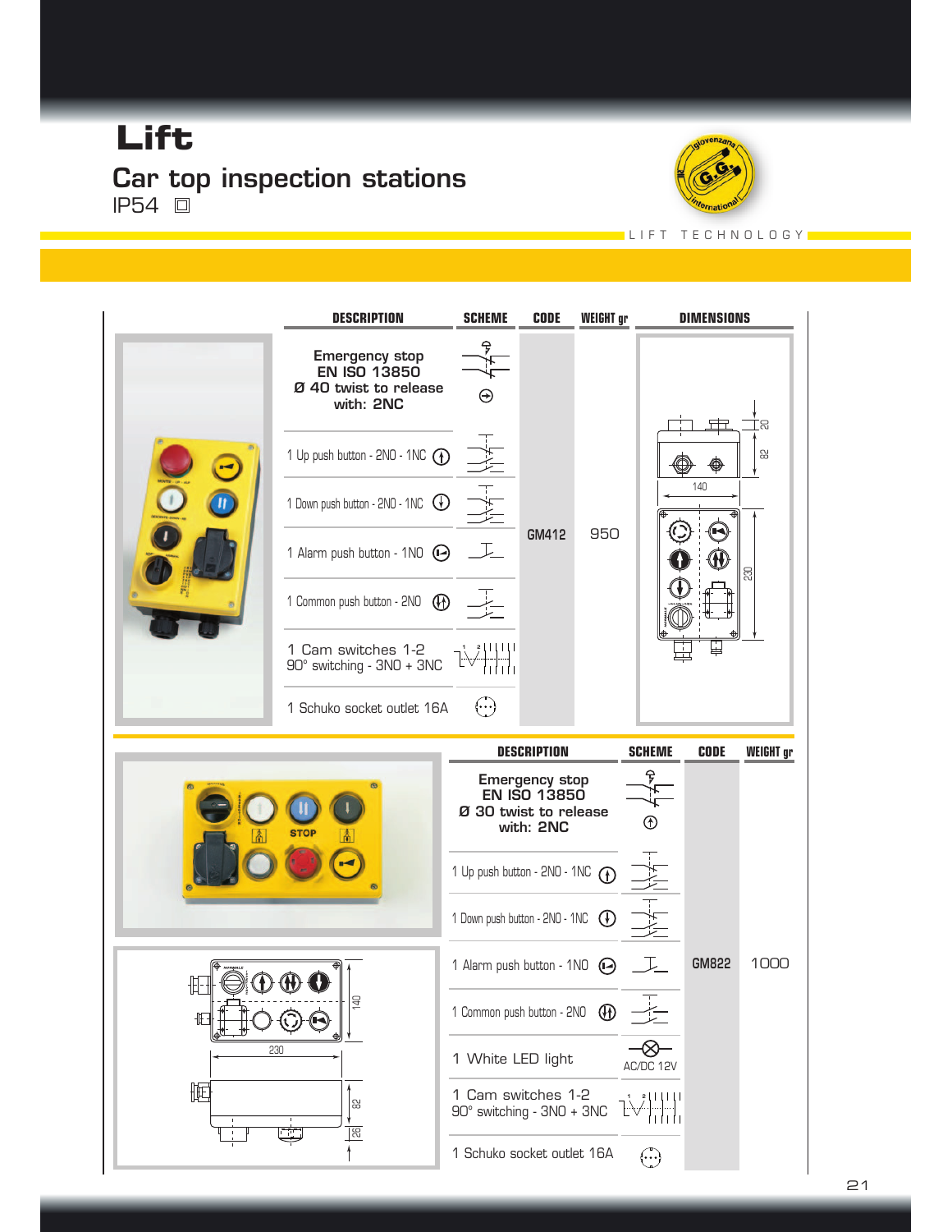# Lift

## Car top inspection stations

IP54 ◻

LIFT TECHNOLOGY

| DESCRIPTION | SCHEME | CODE | WEIGHT gr | DIMENSIONS |
|---|---|---|---|---|
| Emergency stop EN ISO 13850 Ø 40 twist to release with: 2NC | | GM412 | 950 | |
| 1 Up push button - 2NO - 1NC | | | | |
| 1 Down push button - 2NO - 1NC | | | | |
| 1 Alarm push button - 1NO | | | | |
| 1 Common push button - 2NO | | | | |
| 1 Cam switches 1-2 90° switching - 3NO + 3NC | | | | |
| 1 Schuko socket outlet 16A | | | | |

| DESCRIPTION | SCHEME | CODE | WEIGHT gr |
|---|---|---|---|
| Emergency stop EN ISO 13850 Ø 30 twist to release with: 2NC | | GM822 | 1000 |
| 1 Up push button - 2NO - 1NC | | | |
| 1 Down push button - 2NO - 1NC | | | |
| 1 Alarm push button - 1NO | | | |
| 1 Common push button - 2NO | | | |
| 1 White LED light | AC/DC 12V | | |
| 1 Cam switches 1-2 90° switching - 3NO + 3NC | | | |
| 1 Schuko socket outlet 16A | | | |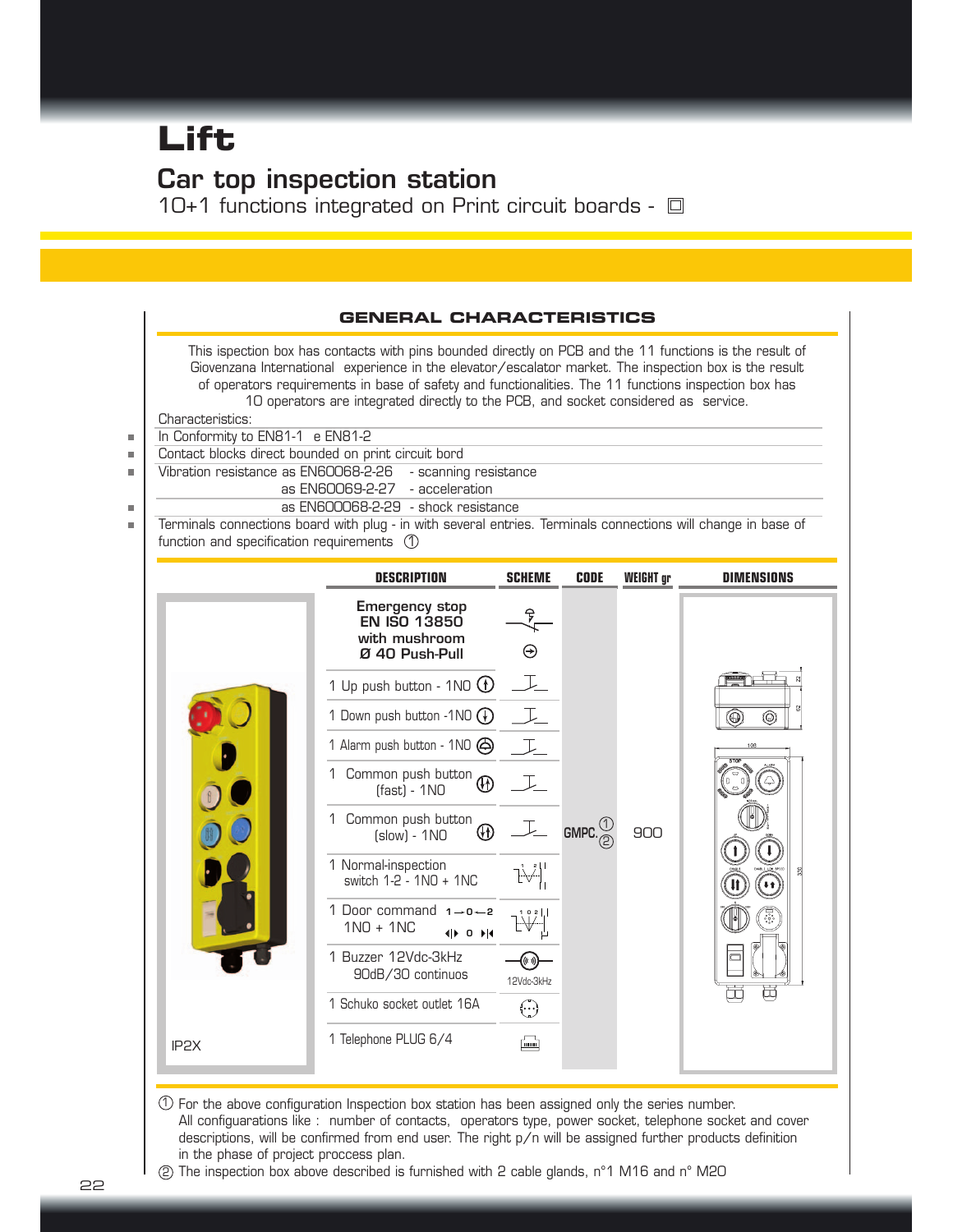# Lift

## Car top inspection station

10+1 functions integrated on Print circuit boards - ▢

### GENERAL CHARACTERISTICS

This ispection box has contacts with pins bounded directly on PCB and the 11 functions is the result of Giovenzana International experience in the elevator/escalator market. The inspection box is the result of operators requirements in base of safety and functionalities. The 11 functions inspection box has 10 operators are integrated directly to the PCB, and socket considered as service.

Characteristics:

- In Conformity to EN81-1 e EN81-2
- Contact blocks direct bounded on print circuit bord
- Vibration resistance as EN60068-2-26 - scanning resistance
  as EN60069-2-27 - acceleration
- as EN600068-2-29 - shock resistance
- Terminals connections board with plug - in with several entries. Terminals connections will change in base of function and specification requirements ①

| DESCRIPTION | SCHEME | CODE | WEIGHT gr | DIMENSIONS |
|---|---|---|---|---|
| **Emergency stop EN ISO 13850 with mushroom Ø 40 Push-Pull** | | GMPC. ① ② | 900 | |
| 1 Up push button - 1NO | | | | |
| 1 Down push button -1NO | | | | |
| 1 Alarm push button - 1NO | | | | |
| 1 Common push button (fast) - 1NO | | | | |
| 1 Common push button (slow) - 1NO | | | | |
| 1 Normal-inspection switch 1-2 - 1NO + 1NC | | | | |
| 1 Door command 1→0←2 1NO + 1NC | | | | |
| 1 Buzzer 12Vdc-3kHz 90dB/30 continuos | 12Vdc-3kHz | | | |
| 1 Schuko socket outlet 16A | | | | |
| 1 Telephone PLUG 6/4 | | | | |

IP2X

① For the above configuration Inspection box station has been assigned only the series number. All configuarations like : number of contacts, operators type, power socket, telephone socket and cover descriptions, will be confirmed from end user. The right p/n will be assigned further products definition in the phase of project proccess plan.

② The inspection box above described is furnished with 2 cable glands, n°1 M16 and n° M20